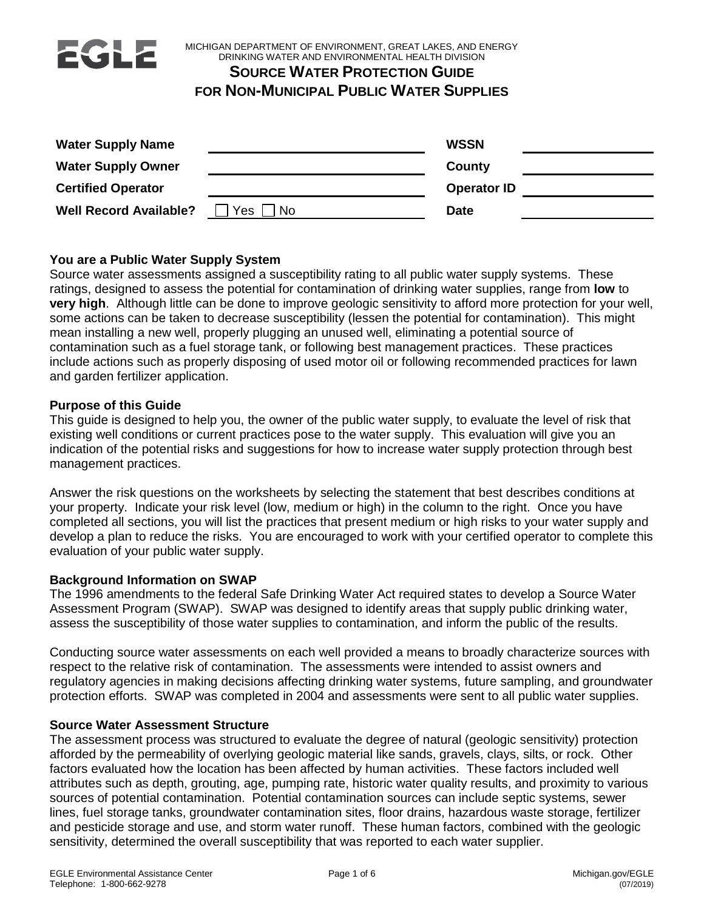MICHIGAN DEPARTMENT OF ENVIRONMENT, GREAT LAKES, AND ENERGY
DRINKING WATER AND ENVIRONMENTAL HEALTH DIVISION

# SOURCE WATER PROTECTION GUIDE FOR NON-MUNICIPAL PUBLIC WATER SUPPLIES

| | | | |
|---|---|---|---|
| **Water Supply Name** | | **WSSN** | |
| **Water Supply Owner** | | **County** | |
| **Certified Operator** | | **Operator ID** | |
| **Well Record Available?** | ☐ Yes ☐ No | **Date** | |

### You are a Public Water Supply System

Source water assessments assigned a susceptibility rating to all public water supply systems. These ratings, designed to assess the potential for contamination of drinking water supplies, range from **low** to **very high**. Although little can be done to improve geologic sensitivity to afford more protection for your well, some actions can be taken to decrease susceptibility (lessen the potential for contamination). This might mean installing a new well, properly plugging an unused well, eliminating a potential source of contamination such as a fuel storage tank, or following best management practices. These practices include actions such as properly disposing of used motor oil or following recommended practices for lawn and garden fertilizer application.

### Purpose of this Guide

This guide is designed to help you, the owner of the public water supply, to evaluate the level of risk that existing well conditions or current practices pose to the water supply. This evaluation will give you an indication of the potential risks and suggestions for how to increase water supply protection through best management practices.

Answer the risk questions on the worksheets by selecting the statement that best describes conditions at your property. Indicate your risk level (low, medium or high) in the column to the right. Once you have completed all sections, you will list the practices that present medium or high risks to your water supply and develop a plan to reduce the risks. You are encouraged to work with your certified operator to complete this evaluation of your public water supply.

### Background Information on SWAP

The 1996 amendments to the federal Safe Drinking Water Act required states to develop a Source Water Assessment Program (SWAP). SWAP was designed to identify areas that supply public drinking water, assess the susceptibility of those water supplies to contamination, and inform the public of the results.

Conducting source water assessments on each well provided a means to broadly characterize sources with respect to the relative risk of contamination. The assessments were intended to assist owners and regulatory agencies in making decisions affecting drinking water systems, future sampling, and groundwater protection efforts. SWAP was completed in 2004 and assessments were sent to all public water supplies.

### Source Water Assessment Structure

The assessment process was structured to evaluate the degree of natural (geologic sensitivity) protection afforded by the permeability of overlying geologic material like sands, gravels, clays, silts, or rock. Other factors evaluated how the location has been affected by human activities. These factors included well attributes such as depth, grouting, age, pumping rate, historic water quality results, and proximity to various sources of potential contamination. Potential contamination sources can include septic systems, sewer lines, fuel storage tanks, groundwater contamination sites, floor drains, hazardous waste storage, fertilizer and pesticide storage and use, and storm water runoff. These human factors, combined with the geologic sensitivity, determined the overall susceptibility that was reported to each water supplier.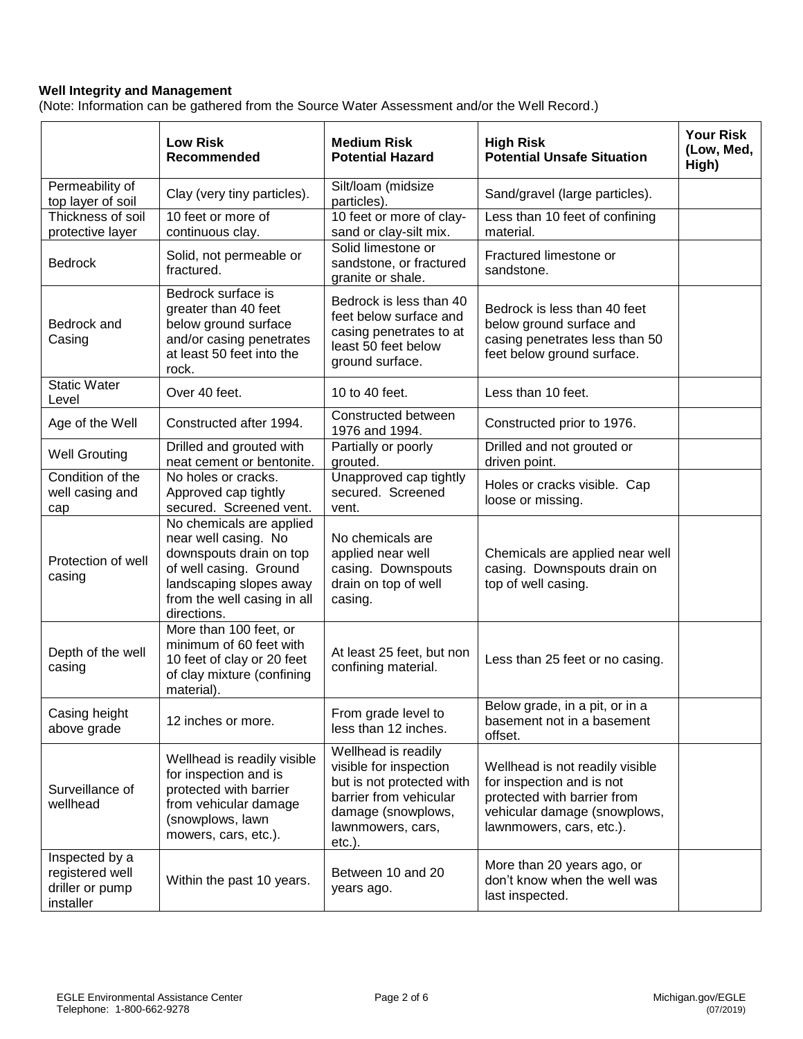**Well Integrity and Management**

(Note: Information can be gathered from the Source Water Assessment and/or the Well Record.)

| | **Low Risk Recommended** | **Medium Risk Potential Hazard** | **High Risk Potential Unsafe Situation** | **Your Risk (Low, Med, High)** |
|---|---|---|---|---|
| Permeability of top layer of soil | Clay (very tiny particles). | Silt/loam (midsize particles). | Sand/gravel (large particles). | |
| Thickness of soil protective layer | 10 feet or more of continuous clay. | 10 feet or more of clay-sand or clay-silt mix. | Less than 10 feet of confining material. | |
| Bedrock | Solid, not permeable or fractured. | Solid limestone or sandstone, or fractured granite or shale. | Fractured limestone or sandstone. | |
| Bedrock and Casing | Bedrock surface is greater than 40 feet below ground surface and/or casing penetrates at least 50 feet into the rock. | Bedrock is less than 40 feet below surface and casing penetrates to at least 50 feet below ground surface. | Bedrock is less than 40 feet below ground surface and casing penetrates less than 50 feet below ground surface. | |
| Static Water Level | Over 40 feet. | 10 to 40 feet. | Less than 10 feet. | |
| Age of the Well | Constructed after 1994. | Constructed between 1976 and 1994. | Constructed prior to 1976. | |
| Well Grouting | Drilled and grouted with neat cement or bentonite. | Partially or poorly grouted. | Drilled and not grouted or driven point. | |
| Condition of the well casing and cap | No holes or cracks. Approved cap tightly secured. Screened vent. | Unapproved cap tightly secured. Screened vent. | Holes or cracks visible. Cap loose or missing. | |
| Protection of well casing | No chemicals are applied near well casing. No downspouts drain on top of well casing. Ground landscaping slopes away from the well casing in all directions. | No chemicals are applied near well casing. Downspouts drain on top of well casing. | Chemicals are applied near well casing. Downspouts drain on top of well casing. | |
| Depth of the well casing | More than 100 feet, or minimum of 60 feet with 10 feet of clay or 20 feet of clay mixture (confining material). | At least 25 feet, but non confining material. | Less than 25 feet or no casing. | |
| Casing height above grade | 12 inches or more. | From grade level to less than 12 inches. | Below grade, in a pit, or in a basement not in a basement offset. | |
| Surveillance of wellhead | Wellhead is readily visible for inspection and is protected with barrier from vehicular damage (snowplows, lawn mowers, cars, etc.). | Wellhead is readily visible for inspection but is not protected with barrier from vehicular damage (snowplows, lawnmowers, cars, etc.). | Wellhead is not readily visible for inspection and is not protected with barrier from vehicular damage (snowplows, lawnmowers, cars, etc.). | |
| Inspected by a registered well driller or pump installer | Within the past 10 years. | Between 10 and 20 years ago. | More than 20 years ago, or don't know when the well was last inspected. | |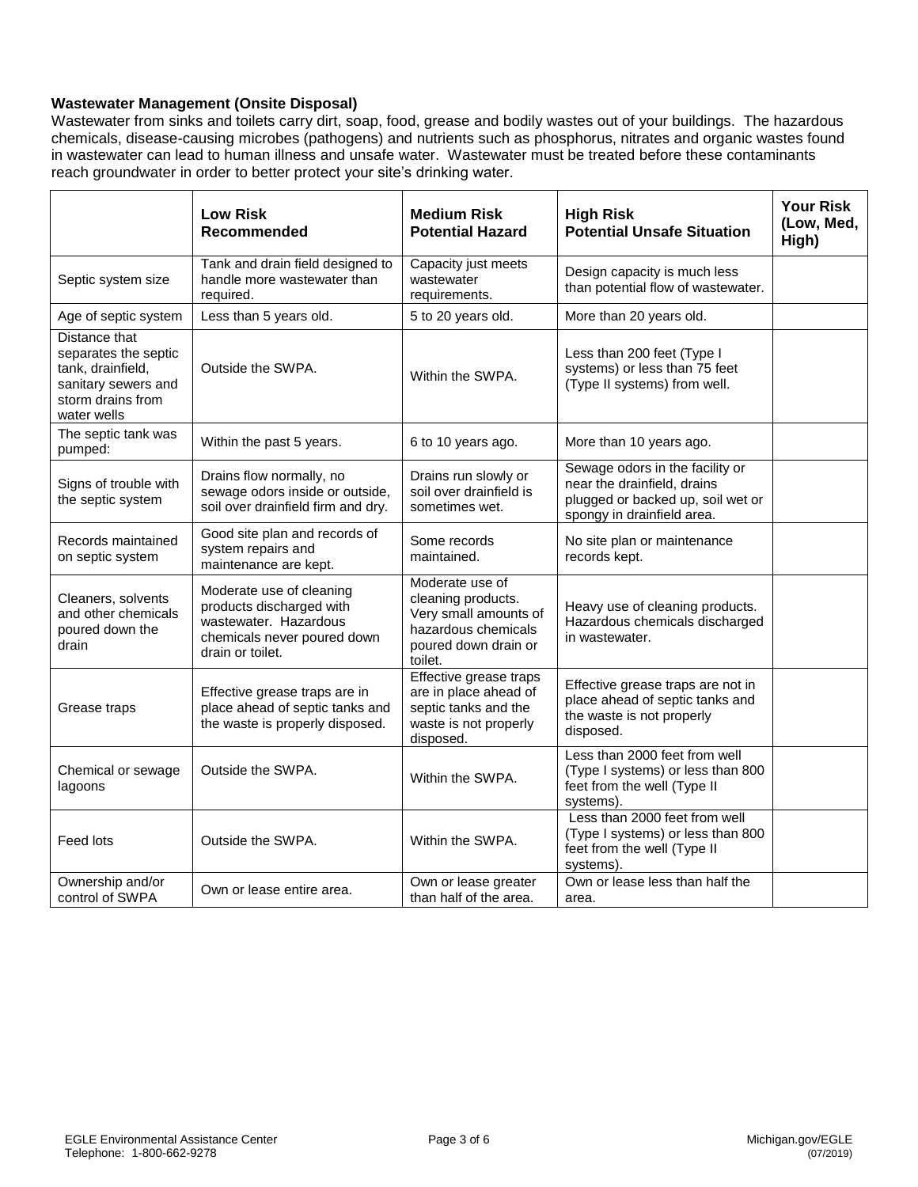**Wastewater Management (Onsite Disposal)**

Wastewater from sinks and toilets carry dirt, soap, food, grease and bodily wastes out of your buildings. The hazardous chemicals, disease-causing microbes (pathogens) and nutrients such as phosphorus, nitrates and organic wastes found in wastewater can lead to human illness and unsafe water. Wastewater must be treated before these contaminants reach groundwater in order to better protect your site's drinking water.

| | **Low Risk Recommended** | **Medium Risk Potential Hazard** | **High Risk Potential Unsafe Situation** | **Your Risk (Low, Med, High)** |
|---|---|---|---|---|
| Septic system size | Tank and drain field designed to handle more wastewater than required. | Capacity just meets wastewater requirements. | Design capacity is much less than potential flow of wastewater. | |
| Age of septic system | Less than 5 years old. | 5 to 20 years old. | More than 20 years old. | |
| Distance that separates the septic tank, drainfield, sanitary sewers and storm drains from water wells | Outside the SWPA. | Within the SWPA. | Less than 200 feet (Type I systems) or less than 75 feet (Type II systems) from well. | |
| The septic tank was pumped: | Within the past 5 years. | 6 to 10 years ago. | More than 10 years ago. | |
| Signs of trouble with the septic system | Drains flow normally, no sewage odors inside or outside, soil over drainfield firm and dry. | Drains run slowly or soil over drainfield is sometimes wet. | Sewage odors in the facility or near the drainfield, drains plugged or backed up, soil wet or spongy in drainfield area. | |
| Records maintained on septic system | Good site plan and records of system repairs and maintenance are kept. | Some records maintained. | No site plan or maintenance records kept. | |
| Cleaners, solvents and other chemicals poured down the drain | Moderate use of cleaning products discharged with wastewater. Hazardous chemicals never poured down drain or toilet. | Moderate use of cleaning products. Very small amounts of hazardous chemicals poured down drain or toilet. | Heavy use of cleaning products. Hazardous chemicals discharged in wastewater. | |
| Grease traps | Effective grease traps are in place ahead of septic tanks and the waste is properly disposed. | Effective grease traps are in place ahead of septic tanks and the waste is not properly disposed. | Effective grease traps are not in place ahead of septic tanks and the waste is not properly disposed. | |
| Chemical or sewage lagoons | Outside the SWPA. | Within the SWPA. | Less than 2000 feet from well (Type I systems) or less than 800 feet from the well (Type II systems). | |
| Feed lots | Outside the SWPA. | Within the SWPA. | Less than 2000 feet from well (Type I systems) or less than 800 feet from the well (Type II systems). | |
| Ownership and/or control of SWPA | Own or lease entire area. | Own or lease greater than half of the area. | Own or lease less than half the area. | |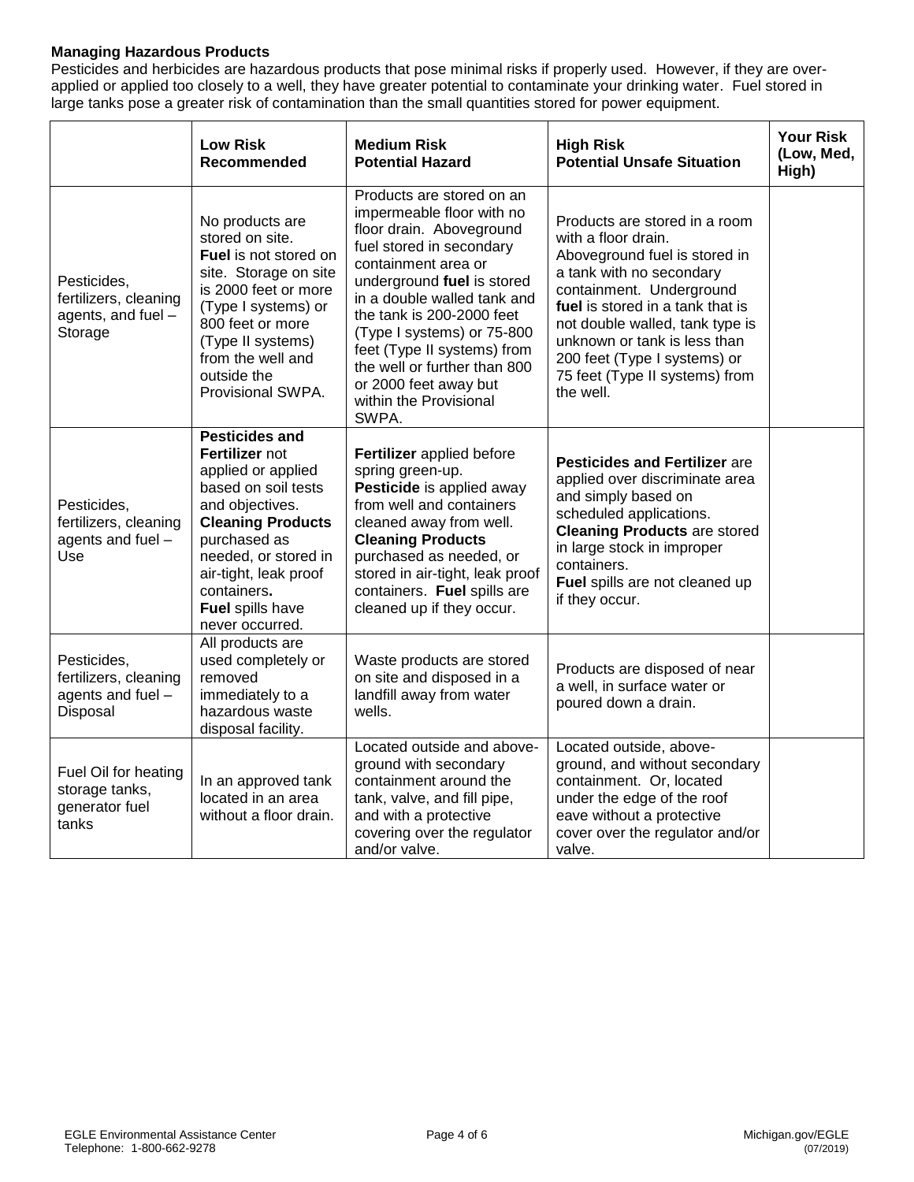**Managing Hazardous Products**

Pesticides and herbicides are hazardous products that pose minimal risks if properly used. However, if they are over-applied or applied too closely to a well, they have greater potential to contaminate your drinking water. Fuel stored in large tanks pose a greater risk of contamination than the small quantities stored for power equipment.

| | **Low Risk Recommended** | **Medium Risk Potential Hazard** | **High Risk Potential Unsafe Situation** | **Your Risk (Low, Med, High)** |
|---|---|---|---|---|
| Pesticides, fertilizers, cleaning agents, and fuel – Storage | No products are stored on site. **Fuel** is not stored on site. Storage on site is 2000 feet or more (Type I systems) or 800 feet or more (Type II systems) from the well and outside the Provisional SWPA. | Products are stored on an impermeable floor with no floor drain. Aboveground fuel stored in secondary containment area or underground **fuel** is stored in a double walled tank and the tank is 200-2000 feet (Type I systems) or 75-800 feet (Type II systems) from the well or further than 800 or 2000 feet away but within the Provisional SWPA. | Products are stored in a room with a floor drain. Aboveground fuel is stored in a tank with no secondary containment. Underground **fuel** is stored in a tank that is not double walled, tank type is unknown or tank is less than 200 feet (Type I systems) or 75 feet (Type II systems) from the well. | |
| Pesticides, fertilizers, cleaning agents and fuel – Use | **Pesticides and Fertilizer** not applied or applied based on soil tests and objectives. **Cleaning Products** purchased as needed, or stored in air-tight, leak proof containers**.** **Fuel** spills have never occurred. | **Fertilizer** applied before spring green-up. **Pesticide** is applied away from well and containers cleaned away from well. **Cleaning Products** purchased as needed, or stored in air-tight, leak proof containers. **Fuel** spills are cleaned up if they occur. | **Pesticides and Fertilizer** are applied over discriminate area and simply based on scheduled applications. **Cleaning Products** are stored in large stock in improper containers. **Fuel** spills are not cleaned up if they occur. | |
| Pesticides, fertilizers, cleaning agents and fuel – Disposal | All products are used completely or removed immediately to a hazardous waste disposal facility. | Waste products are stored on site and disposed in a landfill away from water wells. | Products are disposed of near a well, in surface water or poured down a drain. | |
| Fuel Oil for heating storage tanks, generator fuel tanks | In an approved tank located in an area without a floor drain. | Located outside and above-ground with secondary containment around the tank, valve, and fill pipe, and with a protective covering over the regulator and/or valve. | Located outside, above-ground, and without secondary containment. Or, located under the edge of the roof eave without a protective cover over the regulator and/or valve. | |

EGLE Environmental Assistance Center
Telephone: 1-800-662-9278

Michigan.gov/EGLE
(07/2019)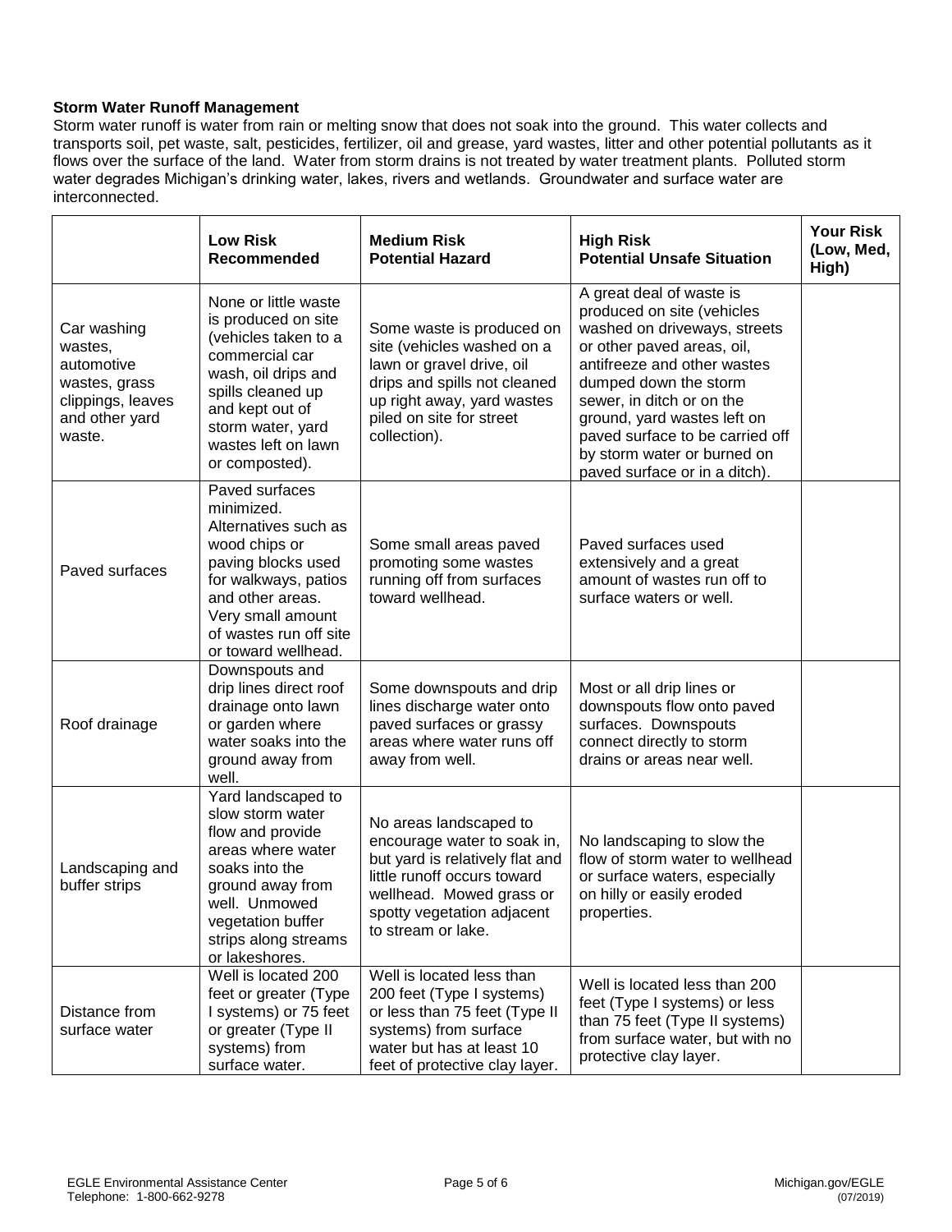**Storm Water Runoff Management**

Storm water runoff is water from rain or melting snow that does not soak into the ground. This water collects and transports soil, pet waste, salt, pesticides, fertilizer, oil and grease, yard wastes, litter and other potential pollutants as it flows over the surface of the land. Water from storm drains is not treated by water treatment plants. Polluted storm water degrades Michigan's drinking water, lakes, rivers and wetlands. Groundwater and surface water are interconnected.

| | **Low Risk Recommended** | **Medium Risk Potential Hazard** | **High Risk Potential Unsafe Situation** | **Your Risk (Low, Med, High)** |
|---|---|---|---|---|
| Car washing wastes, automotive wastes, grass clippings, leaves and other yard waste. | None or little waste is produced on site (vehicles taken to a commercial car wash, oil drips and spills cleaned up and kept out of storm water, yard wastes left on lawn or composted). | Some waste is produced on site (vehicles washed on a lawn or gravel drive, oil drips and spills not cleaned up right away, yard wastes piled on site for street collection). | A great deal of waste is produced on site (vehicles washed on driveways, streets or other paved areas, oil, antifreeze and other wastes dumped down the storm sewer, in ditch or on the ground, yard wastes left on paved surface to be carried off by storm water or burned on paved surface or in a ditch). | |
| Paved surfaces | Paved surfaces minimized. Alternatives such as wood chips or paving blocks used for walkways, patios and other areas. Very small amount of wastes run off site or toward wellhead. | Some small areas paved promoting some wastes running off from surfaces toward wellhead. | Paved surfaces used extensively and a great amount of wastes run off to surface waters or well. | |
| Roof drainage | Downspouts and drip lines direct roof drainage onto lawn or garden where water soaks into the ground away from well. | Some downspouts and drip lines discharge water onto paved surfaces or grassy areas where water runs off away from well. | Most or all drip lines or downspouts flow onto paved surfaces. Downspouts connect directly to storm drains or areas near well. | |
| Landscaping and buffer strips | Yard landscaped to slow storm water flow and provide areas where water soaks into the ground away from well. Unmowed vegetation buffer strips along streams or lakeshores. | No areas landscaped to encourage water to soak in, but yard is relatively flat and little runoff occurs toward wellhead. Mowed grass or spotty vegetation adjacent to stream or lake. | No landscaping to slow the flow of storm water to wellhead or surface waters, especially on hilly or easily eroded properties. | |
| Distance from surface water | Well is located 200 feet or greater (Type I systems) or 75 feet or greater (Type II systems) from surface water. | Well is located less than 200 feet (Type I systems) or less than 75 feet (Type II systems) from surface water but has at least 10 feet of protective clay layer. | Well is located less than 200 feet (Type I systems) or less than 75 feet (Type II systems) from surface water, but with no protective clay layer. | |

EGLE Environmental Assistance Center
Telephone: 1-800-662-9278

Michigan.gov/EGLE
(07/2019)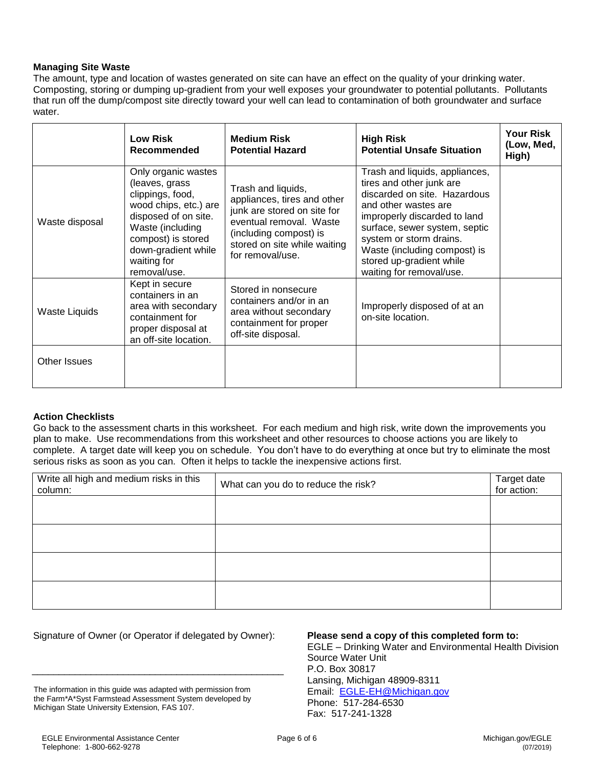### Managing Site Waste

The amount, type and location of wastes generated on site can have an effect on the quality of your drinking water. Composting, storing or dumping up-gradient from your well exposes your groundwater to potential pollutants. Pollutants that run off the dump/compost site directly toward your well can lead to contamination of both groundwater and surface water.

| | **Low Risk Recommended** | **Medium Risk Potential Hazard** | **High Risk Potential Unsafe Situation** | **Your Risk (Low, Med, High)** |
|---|---|---|---|---|
| Waste disposal | Only organic wastes (leaves, grass clippings, food, wood chips, etc.) are disposed of on site. Waste (including compost) is stored down-gradient while waiting for removal/use. | Trash and liquids, appliances, tires and other junk are stored on site for eventual removal. Waste (including compost) is stored on site while waiting for removal/use. | Trash and liquids, appliances, tires and other junk are discarded on site. Hazardous and other wastes are improperly discarded to land surface, sewer system, septic system or storm drains. Waste (including compost) is stored up-gradient while waiting for removal/use. | |
| Waste Liquids | Kept in secure containers in an area with secondary containment for proper disposal at an off-site location. | Stored in nonsecure containers and/or in an area without secondary containment for proper off-site disposal. | Improperly disposed of at an on-site location. | |
| Other Issues | | | | |

### Action Checklists

Go back to the assessment charts in this worksheet. For each medium and high risk, write down the improvements you plan to make. Use recommendations from this worksheet and other resources to choose actions you are likely to complete. A target date will keep you on schedule. You don't have to do everything at once but try to eliminate the most serious risks as soon as you can. Often it helps to tackle the inexpensive actions first.

| Write all high and medium risks in this column: | What can you do to reduce the risk? | Target date for action: |
|---|---|---|
| | | |
| | | |
| | | |
| | | |

Signature of Owner (or Operator if delegated by Owner):

\_\_\_\_\_\_\_\_\_\_\_\_\_\_\_\_\_\_\_\_\_\_\_\_\_\_\_\_\_\_\_\_\_\_\_\_\_\_\_\_\_\_\_\_\_\_\_\_

The information in this guide was adapted with permission from the Farm*A*Syst Farmstead Assessment System developed by Michigan State University Extension, FAS 107.

**Please send a copy of this completed form to:**
EGLE – Drinking Water and Environmental Health Division
Source Water Unit
P.O. Box 30817
Lansing, Michigan 48909-8311
Email: [EGLE-EH@Michigan.gov](mailto:EGLE-EH@Michigan.gov)
Phone: 517-284-6530
Fax: 517-241-1328

EGLE Environmental Assistance Center
Telephone: 1-800-662-9278

Michigan.gov/EGLE
(07/2019)